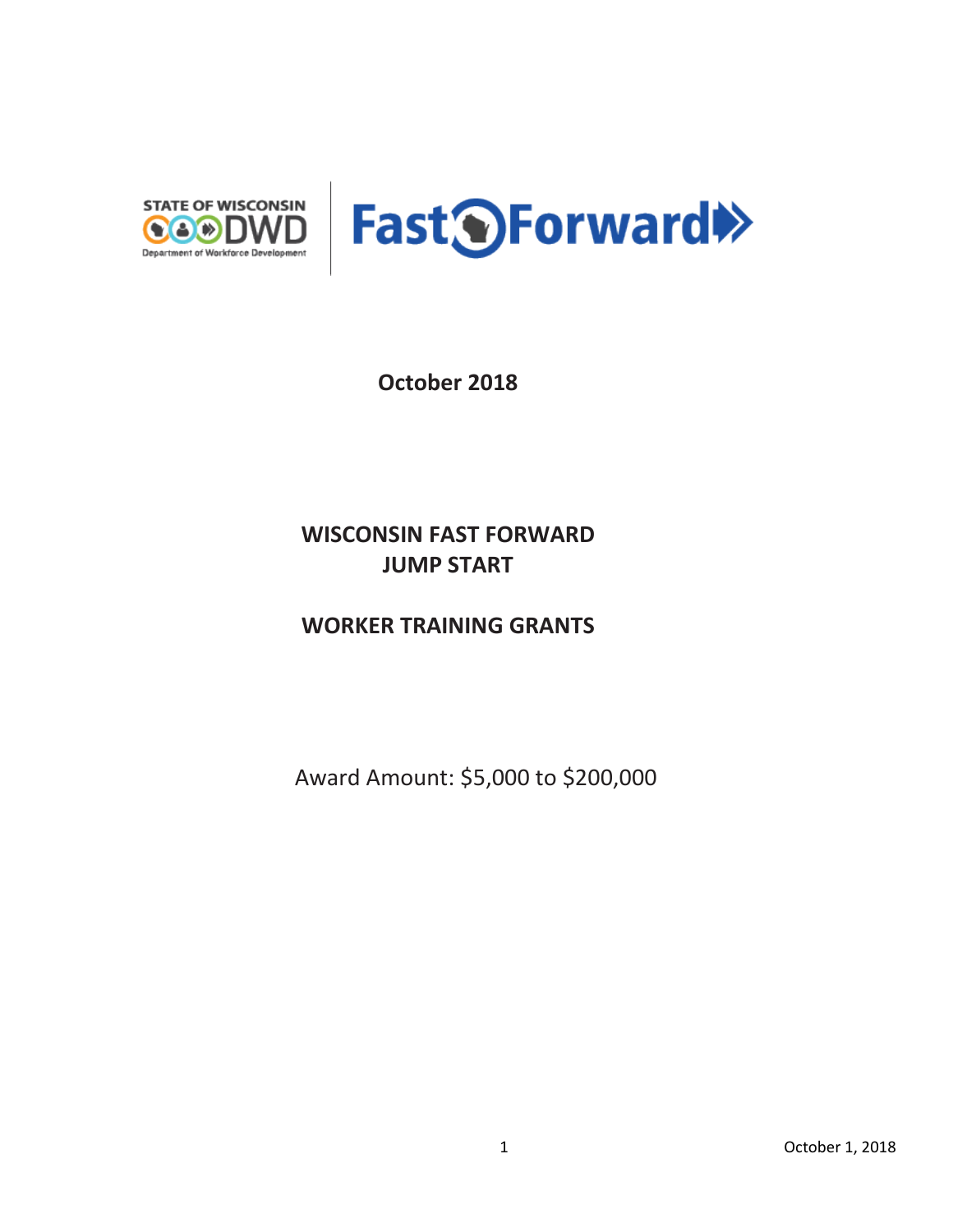STATE OF WISCONSIN DWD Department of Workforce Development | Fast Forward

October 2018

# WISCONSIN FAST FORWARD JUMP START

# WORKER TRAINING GRANTS

Award Amount: $5,000 to $200,000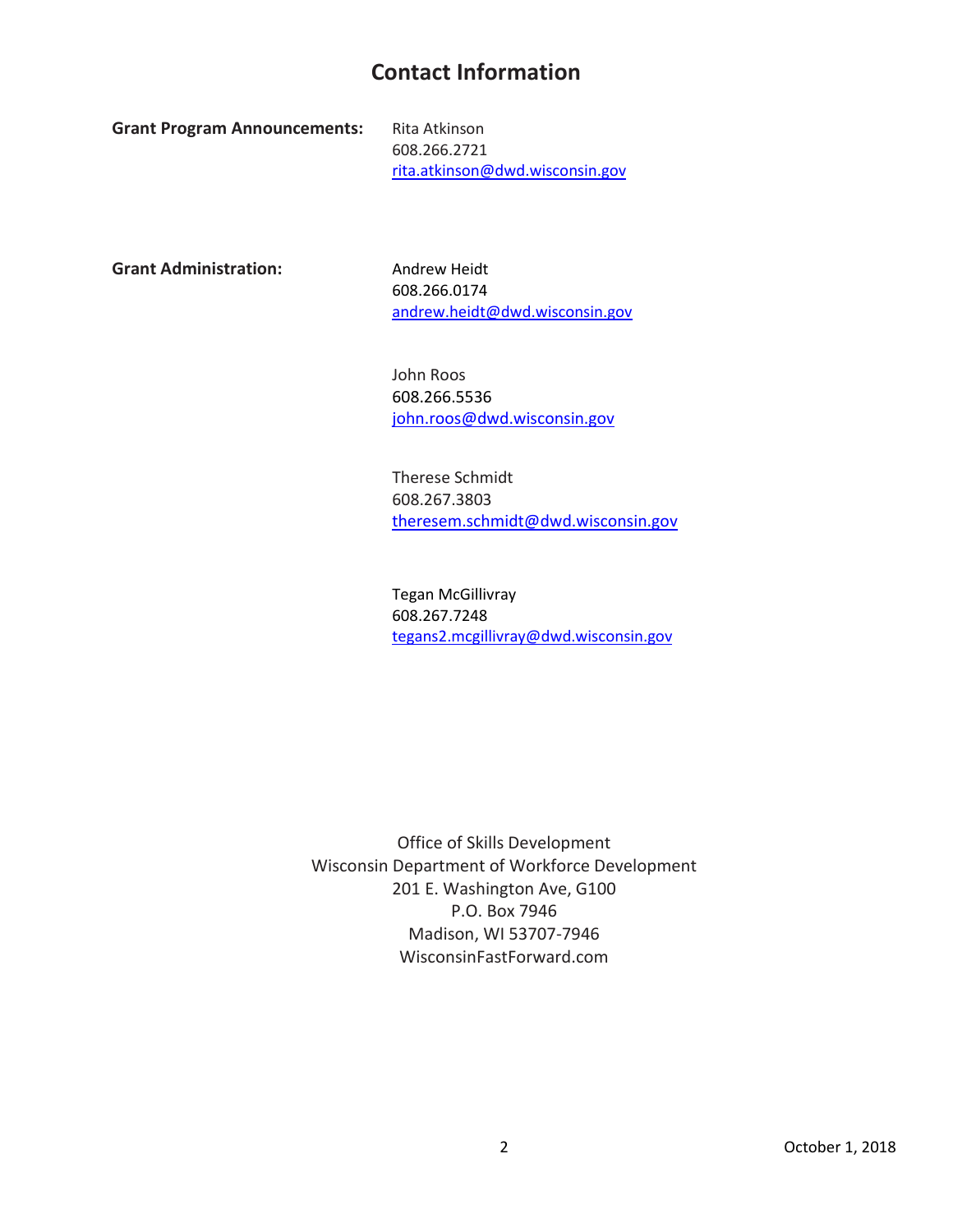# Contact Information

**Grant Program Announcements:**

Rita Atkinson
608.266.2721
rita.atkinson@dwd.wisconsin.gov

**Grant Administration:**

Andrew Heidt
608.266.0174
andrew.heidt@dwd.wisconsin.gov

John Roos
608.266.5536
john.roos@dwd.wisconsin.gov

Therese Schmidt
608.267.3803
theresem.schmidt@dwd.wisconsin.gov

Tegan McGillivray
608.267.7248
tegans2.mcgillivray@dwd.wisconsin.gov

Office of Skills Development
Wisconsin Department of Workforce Development
201 E. Washington Ave, G100
P.O. Box 7946
Madison, WI 53707-7946
WisconsinFastForward.com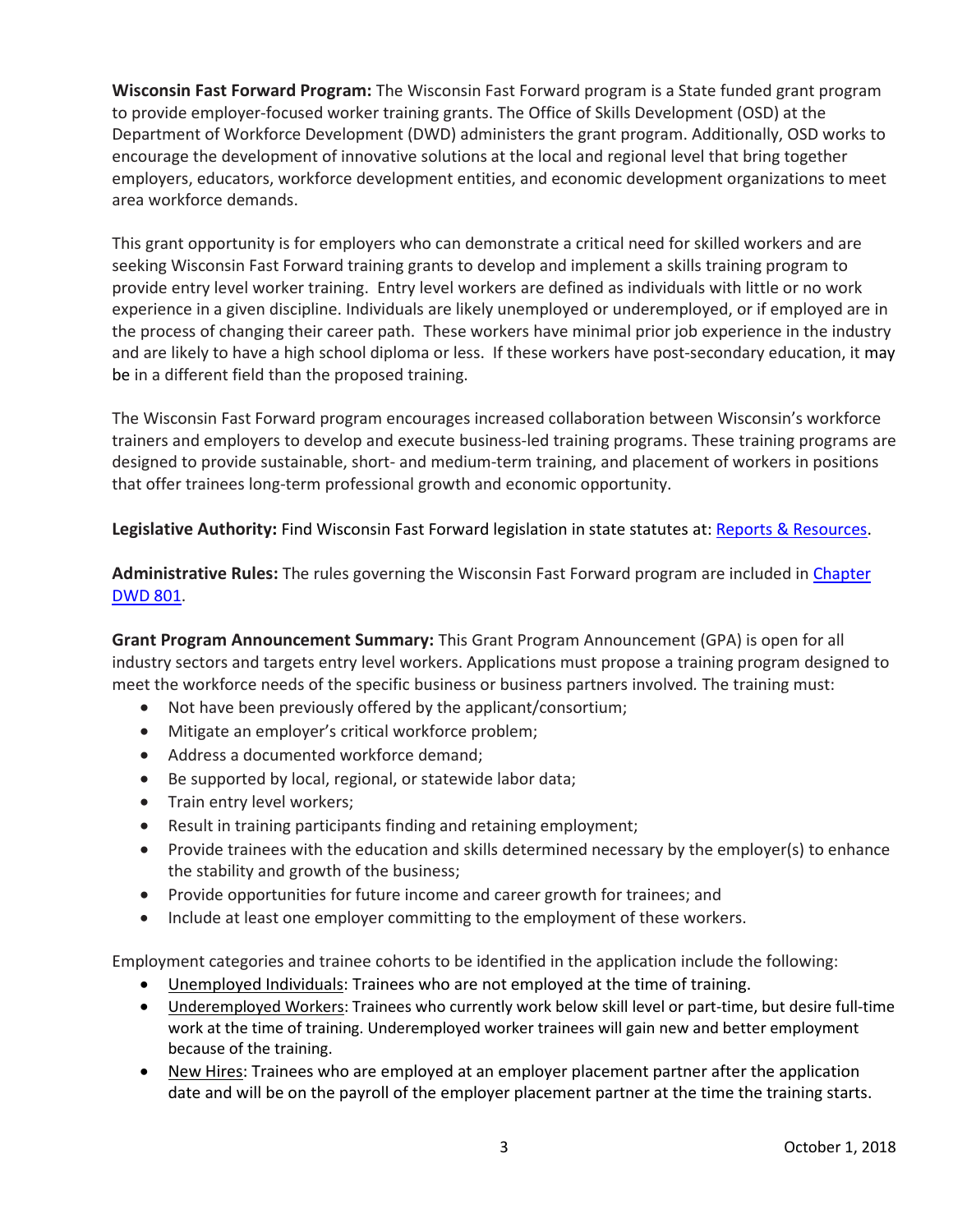**Wisconsin Fast Forward Program:** The Wisconsin Fast Forward program is a State funded grant program to provide employer-focused worker training grants. The Office of Skills Development (OSD) at the Department of Workforce Development (DWD) administers the grant program. Additionally, OSD works to encourage the development of innovative solutions at the local and regional level that bring together employers, educators, workforce development entities, and economic development organizations to meet area workforce demands.

This grant opportunity is for employers who can demonstrate a critical need for skilled workers and are seeking Wisconsin Fast Forward training grants to develop and implement a skills training program to provide entry level worker training. Entry level workers are defined as individuals with little or no work experience in a given discipline. Individuals are likely unemployed or underemployed, or if employed are in the process of changing their career path. These workers have minimal prior job experience in the industry and are likely to have a high school diploma or less. If these workers have post-secondary education, it may be in a different field than the proposed training.

The Wisconsin Fast Forward program encourages increased collaboration between Wisconsin's workforce trainers and employers to develop and execute business-led training programs. These training programs are designed to provide sustainable, short- and medium-term training, and placement of workers in positions that offer trainees long-term professional growth and economic opportunity.

**Legislative Authority:** Find Wisconsin Fast Forward legislation in state statutes at: Reports & Resources.

**Administrative Rules:** The rules governing the Wisconsin Fast Forward program are included in Chapter DWD 801.

**Grant Program Announcement Summary:** This Grant Program Announcement (GPA) is open for all industry sectors and targets entry level workers. Applications must propose a training program designed to meet the workforce needs of the specific business or business partners involved. The training must:

- Not have been previously offered by the applicant/consortium;
- Mitigate an employer's critical workforce problem;
- Address a documented workforce demand;
- Be supported by local, regional, or statewide labor data;
- Train entry level workers;
- Result in training participants finding and retaining employment;
- Provide trainees with the education and skills determined necessary by the employer(s) to enhance the stability and growth of the business;
- Provide opportunities for future income and career growth for trainees; and
- Include at least one employer committing to the employment of these workers.

Employment categories and trainee cohorts to be identified in the application include the following:

- Unemployed Individuals: Trainees who are not employed at the time of training.
- Underemployed Workers: Trainees who currently work below skill level or part-time, but desire full-time work at the time of training. Underemployed worker trainees will gain new and better employment because of the training.
- New Hires: Trainees who are employed at an employer placement partner after the application date and will be on the payroll of the employer placement partner at the time the training starts.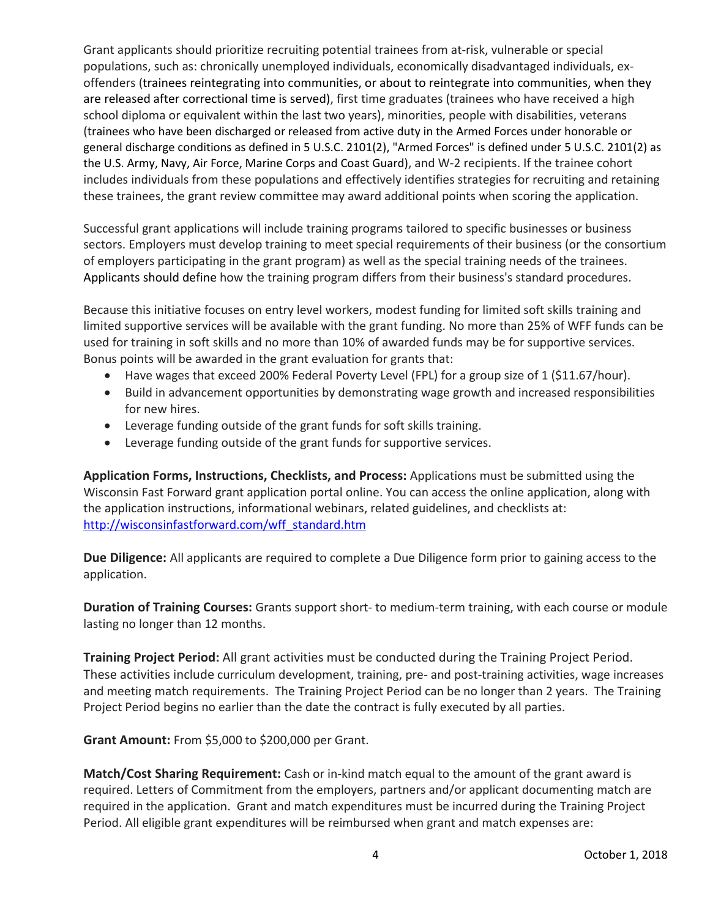Grant applicants should prioritize recruiting potential trainees from at-risk, vulnerable or special populations, such as: chronically unemployed individuals, economically disadvantaged individuals, ex-offenders (trainees reintegrating into communities, or about to reintegrate into communities, when they are released after correctional time is served), first time graduates (trainees who have received a high school diploma or equivalent within the last two years), minorities, people with disabilities, veterans (trainees who have been discharged or released from active duty in the Armed Forces under honorable or general discharge conditions as defined in 5 U.S.C. 2101(2), "Armed Forces" is defined under 5 U.S.C. 2101(2) as the U.S. Army, Navy, Air Force, Marine Corps and Coast Guard), and W-2 recipients. If the trainee cohort includes individuals from these populations and effectively identifies strategies for recruiting and retaining these trainees, the grant review committee may award additional points when scoring the application.

Successful grant applications will include training programs tailored to specific businesses or business sectors. Employers must develop training to meet special requirements of their business (or the consortium of employers participating in the grant program) as well as the special training needs of the trainees. Applicants should define how the training program differs from their business's standard procedures.

Because this initiative focuses on entry level workers, modest funding for limited soft skills training and limited supportive services will be available with the grant funding. No more than 25% of WFF funds can be used for training in soft skills and no more than 10% of awarded funds may be for supportive services. Bonus points will be awarded in the grant evaluation for grants that:

- Have wages that exceed 200% Federal Poverty Level (FPL) for a group size of 1 ($11.67/hour).
- Build in advancement opportunities by demonstrating wage growth and increased responsibilities for new hires.
- Leverage funding outside of the grant funds for soft skills training.
- Leverage funding outside of the grant funds for supportive services.

**Application Forms, Instructions, Checklists, and Process:** Applications must be submitted using the Wisconsin Fast Forward grant application portal online. You can access the online application, along with the application instructions, informational webinars, related guidelines, and checklists at: [http://wisconsinfastforward.com/wff_standard.htm](http://wisconsinfastforward.com/wff_standard.htm)

**Due Diligence:** All applicants are required to complete a Due Diligence form prior to gaining access to the application.

**Duration of Training Courses:** Grants support short- to medium-term training, with each course or module lasting no longer than 12 months.

**Training Project Period:** All grant activities must be conducted during the Training Project Period. These activities include curriculum development, training, pre- and post-training activities, wage increases and meeting match requirements. The Training Project Period can be no longer than 2 years. The Training Project Period begins no earlier than the date the contract is fully executed by all parties.

**Grant Amount:** From $5,000 to $200,000 per Grant.

**Match/Cost Sharing Requirement:** Cash or in-kind match equal to the amount of the grant award is required. Letters of Commitment from the employers, partners and/or applicant documenting match are required in the application. Grant and match expenditures must be incurred during the Training Project Period. All eligible grant expenditures will be reimbursed when grant and match expenses are: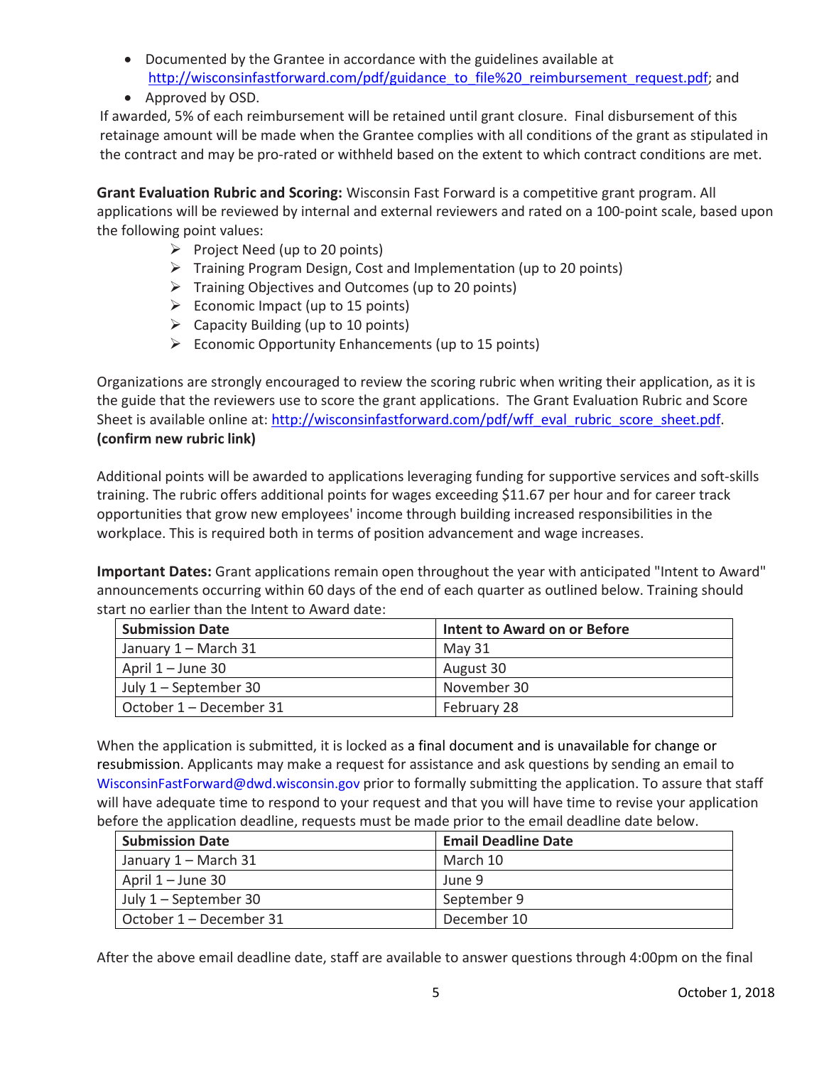- Documented by the Grantee in accordance with the guidelines available at http://wisconsinfastforward.com/pdf/guidance_to_file%20_reimbursement_request.pdf; and
- Approved by OSD.

If awarded, 5% of each reimbursement will be retained until grant closure. Final disbursement of this retainage amount will be made when the Grantee complies with all conditions of the grant as stipulated in the contract and may be pro-rated or withheld based on the extent to which contract conditions are met.

**Grant Evaluation Rubric and Scoring:** Wisconsin Fast Forward is a competitive grant program. All applications will be reviewed by internal and external reviewers and rated on a 100-point scale, based upon the following point values:

- Project Need (up to 20 points)
- Training Program Design, Cost and Implementation (up to 20 points)
- Training Objectives and Outcomes (up to 20 points)
- Economic Impact (up to 15 points)
- Capacity Building (up to 10 points)
- Economic Opportunity Enhancements (up to 15 points)

Organizations are strongly encouraged to review the scoring rubric when writing their application, as it is the guide that the reviewers use to score the grant applications. The Grant Evaluation Rubric and Score Sheet is available online at: http://wisconsinfastforward.com/pdf/wff_eval_rubric_score_sheet.pdf. **(confirm new rubric link)**

Additional points will be awarded to applications leveraging funding for supportive services and soft-skills training. The rubric offers additional points for wages exceeding $11.67 per hour and for career track opportunities that grow new employees' income through building increased responsibilities in the workplace. This is required both in terms of position advancement and wage increases.

**Important Dates:** Grant applications remain open throughout the year with anticipated "Intent to Award" announcements occurring within 60 days of the end of each quarter as outlined below. Training should start no earlier than the Intent to Award date:

| Submission Date | Intent to Award on or Before |
|---|---|
| January 1 – March 31 | May 31 |
| April 1 – June 30 | August 30 |
| July 1 – September 30 | November 30 |
| October 1 – December 31 | February 28 |

When the application is submitted, it is locked as a final document and is unavailable for change or resubmission. Applicants may make a request for assistance and ask questions by sending an email to WisconsinFastForward@dwd.wisconsin.gov prior to formally submitting the application. To assure that staff will have adequate time to respond to your request and that you will have time to revise your application before the application deadline, requests must be made prior to the email deadline date below.

| Submission Date | Email Deadline Date |
|---|---|
| January 1 – March 31 | March 10 |
| April 1 – June 30 | June 9 |
| July 1 – September 30 | September 9 |
| October 1 – December 31 | December 10 |

After the above email deadline date, staff are available to answer questions through 4:00pm on the final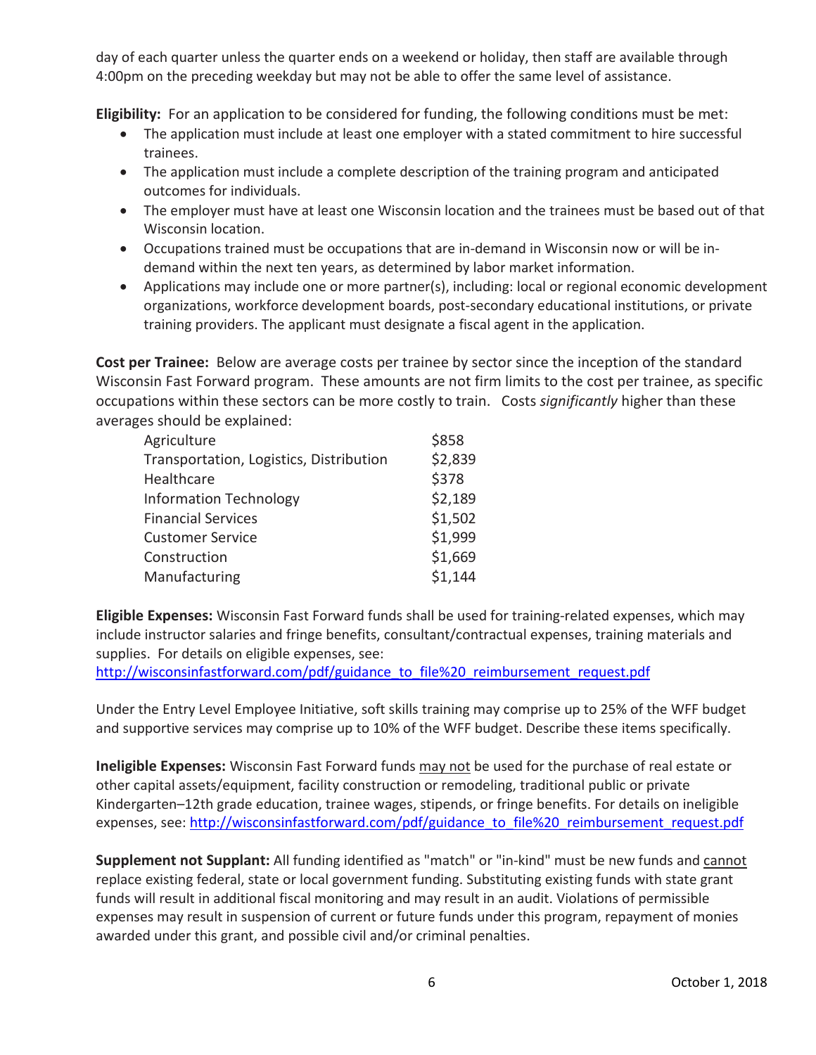day of each quarter unless the quarter ends on a weekend or holiday, then staff are available through 4:00pm on the preceding weekday but may not be able to offer the same level of assistance.

**Eligibility:** For an application to be considered for funding, the following conditions must be met:

- The application must include at least one employer with a stated commitment to hire successful trainees.
- The application must include a complete description of the training program and anticipated outcomes for individuals.
- The employer must have at least one Wisconsin location and the trainees must be based out of that Wisconsin location.
- Occupations trained must be occupations that are in-demand in Wisconsin now or will be in-demand within the next ten years, as determined by labor market information.
- Applications may include one or more partner(s), including: local or regional economic development organizations, workforce development boards, post-secondary educational institutions, or private training providers. The applicant must designate a fiscal agent in the application.

**Cost per Trainee:** Below are average costs per trainee by sector since the inception of the standard Wisconsin Fast Forward program. These amounts are not firm limits to the cost per trainee, as specific occupations within these sectors can be more costly to train. Costs *significantly* higher than these averages should be explained:

| Sector | Average Cost |
| --- | --- |
| Agriculture | $858 |
| Transportation, Logistics, Distribution | $2,839 |
| Healthcare | $378 |
| Information Technology | $2,189 |
| Financial Services | $1,502 |
| Customer Service | $1,999 |
| Construction | $1,669 |
| Manufacturing | $1,144 |

**Eligible Expenses:** Wisconsin Fast Forward funds shall be used for training-related expenses, which may include instructor salaries and fringe benefits, consultant/contractual expenses, training materials and supplies. For details on eligible expenses, see: http://wisconsinfastforward.com/pdf/guidance_to_file%20_reimbursement_request.pdf

Under the Entry Level Employee Initiative, soft skills training may comprise up to 25% of the WFF budget and supportive services may comprise up to 10% of the WFF budget. Describe these items specifically.

**Ineligible Expenses:** Wisconsin Fast Forward funds may not be used for the purchase of real estate or other capital assets/equipment, facility construction or remodeling, traditional public or private Kindergarten–12th grade education, trainee wages, stipends, or fringe benefits. For details on ineligible expenses, see: http://wisconsinfastforward.com/pdf/guidance_to_file%20_reimbursement_request.pdf

**Supplement not Supplant:** All funding identified as "match" or "in-kind" must be new funds and cannot replace existing federal, state or local government funding. Substituting existing funds with state grant funds will result in additional fiscal monitoring and may result in an audit. Violations of permissible expenses may result in suspension of current or future funds under this program, repayment of monies awarded under this grant, and possible civil and/or criminal penalties.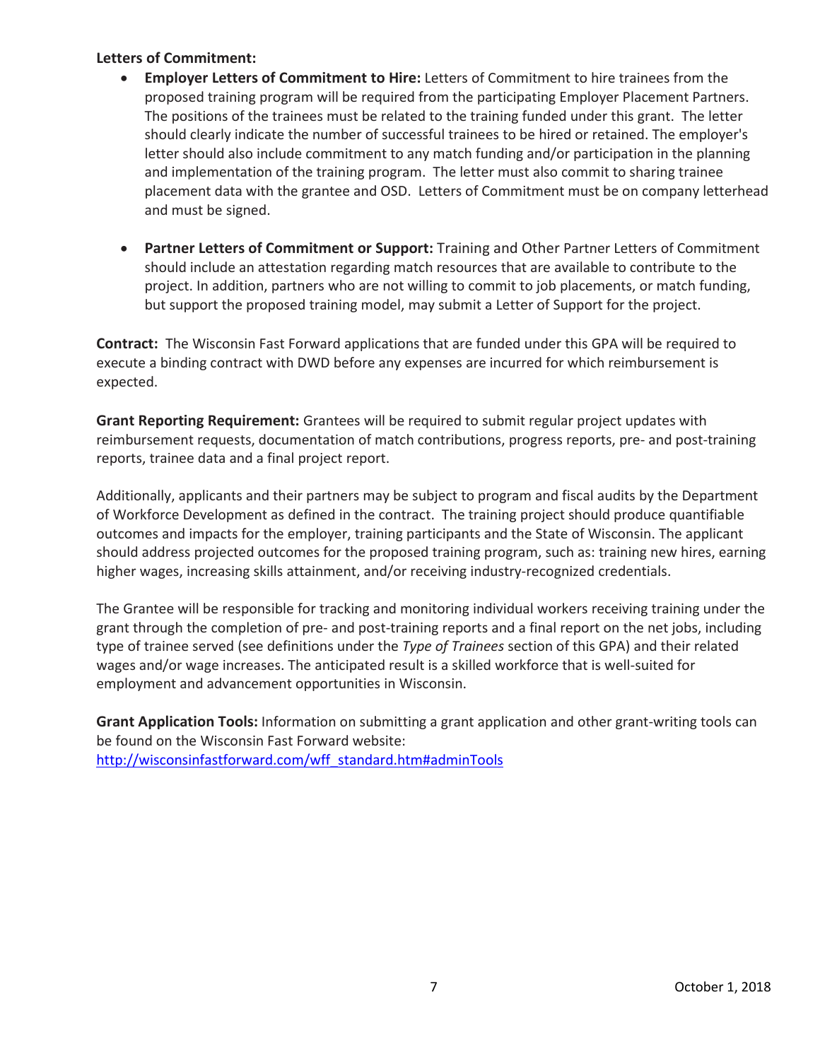**Letters of Commitment:**

- **Employer Letters of Commitment to Hire:** Letters of Commitment to hire trainees from the proposed training program will be required from the participating Employer Placement Partners. The positions of the trainees must be related to the training funded under this grant. The letter should clearly indicate the number of successful trainees to be hired or retained. The employer's letter should also include commitment to any match funding and/or participation in the planning and implementation of the training program. The letter must also commit to sharing trainee placement data with the grantee and OSD. Letters of Commitment must be on company letterhead and must be signed.

- **Partner Letters of Commitment or Support:** Training and Other Partner Letters of Commitment should include an attestation regarding match resources that are available to contribute to the project. In addition, partners who are not willing to commit to job placements, or match funding, but support the proposed training model, may submit a Letter of Support for the project.

**Contract:** The Wisconsin Fast Forward applications that are funded under this GPA will be required to execute a binding contract with DWD before any expenses are incurred for which reimbursement is expected.

**Grant Reporting Requirement:** Grantees will be required to submit regular project updates with reimbursement requests, documentation of match contributions, progress reports, pre- and post-training reports, trainee data and a final project report.

Additionally, applicants and their partners may be subject to program and fiscal audits by the Department of Workforce Development as defined in the contract. The training project should produce quantifiable outcomes and impacts for the employer, training participants and the State of Wisconsin. The applicant should address projected outcomes for the proposed training program, such as: training new hires, earning higher wages, increasing skills attainment, and/or receiving industry-recognized credentials.

The Grantee will be responsible for tracking and monitoring individual workers receiving training under the grant through the completion of pre- and post-training reports and a final report on the net jobs, including type of trainee served (see definitions under the *Type of Trainees* section of this GPA) and their related wages and/or wage increases. The anticipated result is a skilled workforce that is well-suited for employment and advancement opportunities in Wisconsin.

**Grant Application Tools:** Information on submitting a grant application and other grant-writing tools can be found on the Wisconsin Fast Forward website: [http://wisconsinfastforward.com/wff_standard.htm#adminTools](http://wisconsinfastforward.com/wff_standard.htm#adminTools)